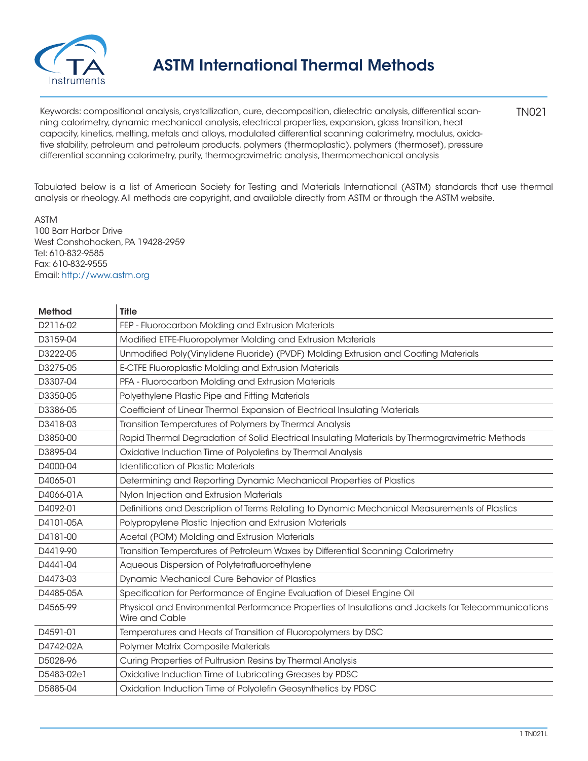# ASTM International Thermal Methods

Keywords: compositional analysis, crystallization, cure, decomposition, dielectric analysis, differential scanning calorimetry, dynamic mechanical analysis, electrical properties, expansion, glass transition, heat capacity, kinetics, melting, metals and alloys, modulated differential scanning calorimetry, modulus, oxidative stability, petroleum and petroleum products, polymers (thermoplastic), polymers (thermoset), pressure differential scanning calorimetry, purity, thermogravimetric analysis, thermomechanical analysis

TN021

Tabulated below is a list of American Society for Testing and Materials International (ASTM) standards that use thermal analysis or rheology. All methods are copyright, and available directly from ASTM or through the ASTM website.

ASTM
100 Barr Harbor Drive
West Conshohocken, PA 19428-2959
Tel: 610-832-9585
Fax: 610-832-9555
Email: http://www.astm.org

| Method | Title |
|---|---|
| D2116-02 | FEP - Fluorocarbon Molding and Extrusion Materials |
| D3159-04 | Modified ETFE-Fluoropolymer Molding and Extrusion Materials |
| D3222-05 | Unmodified Poly(Vinylidene Fluoride) (PVDF) Molding Extrusion and Coating Materials |
| D3275-05 | E-CTFE Fluoroplastic Molding and Extrusion Materials |
| D3307-04 | PFA - Fluorocarbon Molding and Extrusion Materials |
| D3350-05 | Polyethylene Plastic Pipe and Fitting Materials |
| D3386-05 | Coefficient of Linear Thermal Expansion of Electrical Insulating Materials |
| D3418-03 | Transition Temperatures of Polymers by Thermal Analysis |
| D3850-00 | Rapid Thermal Degradation of Solid Electrical Insulating Materials by Thermogravimetric Methods |
| D3895-04 | Oxidative Induction Time of Polyolefins by Thermal Analysis |
| D4000-04 | Identification of Plastic Materials |
| D4065-01 | Determining and Reporting Dynamic Mechanical Properties of Plastics |
| D4066-01A | Nylon Injection and Extrusion Materials |
| D4092-01 | Definitions and Description of Terms Relating to Dynamic Mechanical Measurements of Plastics |
| D4101-05A | Polypropylene Plastic Injection and Extrusion Materials |
| D4181-00 | Acetal (POM) Molding and Extrusion Materials |
| D4419-90 | Transition Temperatures of Petroleum Waxes by Differential Scanning Calorimetry |
| D4441-04 | Aqueous Dispersion of Polytetrafluoroethylene |
| D4473-03 | Dynamic Mechanical Cure Behavior of Plastics |
| D4485-05A | Specification for Performance of Engine Evaluation of Diesel Engine Oil |
| D4565-99 | Physical and Environmental Performance Properties of Insulations and Jackets for Telecommunications Wire and Cable |
| D4591-01 | Temperatures and Heats of Transition of Fluoropolymers by DSC |
| D4742-02A | Polymer Matrix Composite Materials |
| D5028-96 | Curing Properties of Pultrusion Resins by Thermal Analysis |
| D5483-02e1 | Oxidative Induction Time of Lubricating Greases by PDSC |
| D5885-04 | Oxidation Induction Time of Polyolefin Geosynthetics by PDSC |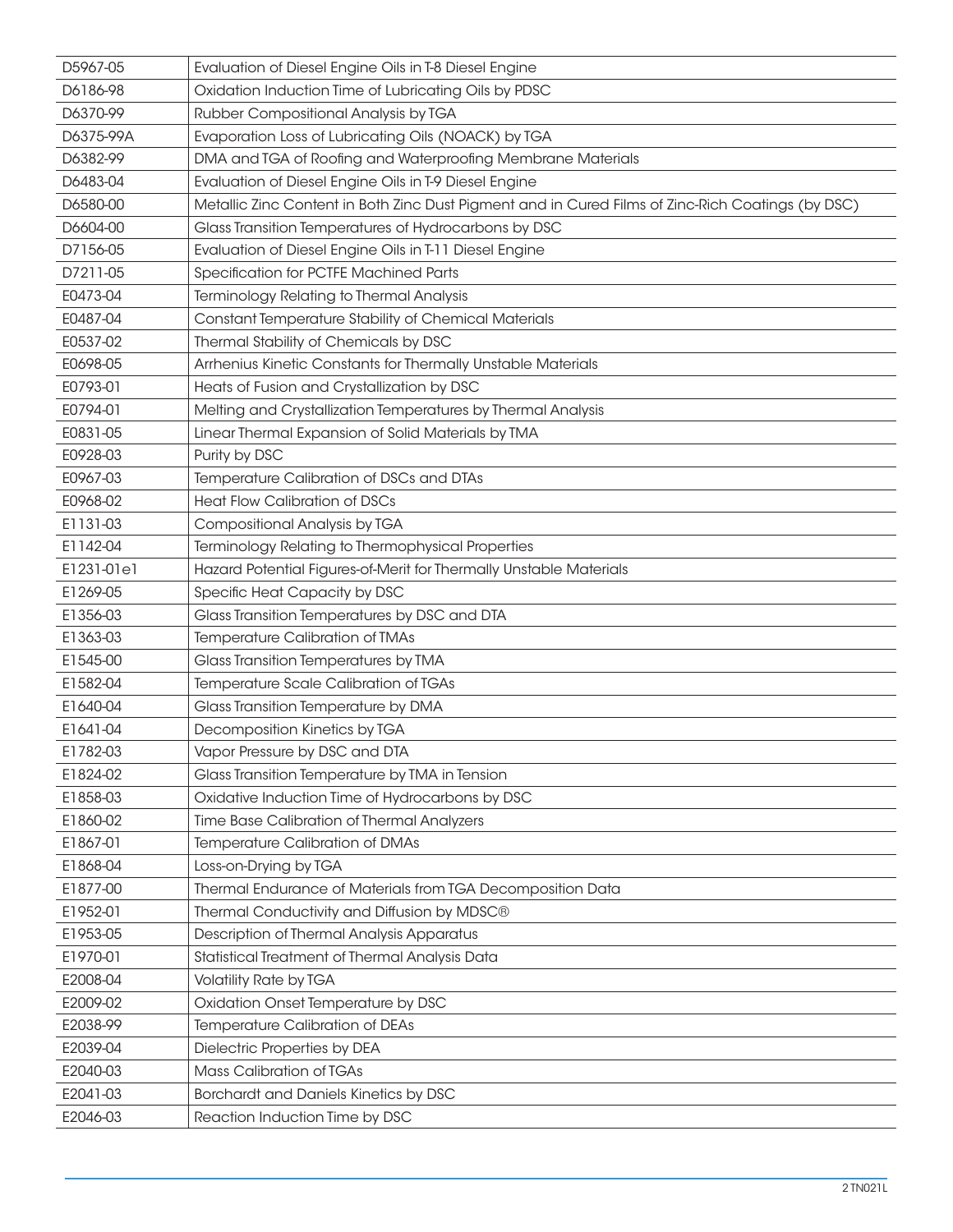| | |
|---|---|
| D5967-05 | Evaluation of Diesel Engine Oils in T-8 Diesel Engine |
| D6186-98 | Oxidation Induction Time of Lubricating Oils by PDSC |
| D6370-99 | Rubber Compositional Analysis by TGA |
| D6375-99A | Evaporation Loss of Lubricating Oils (NOACK) by TGA |
| D6382-99 | DMA and TGA of Roofing and Waterproofing Membrane Materials |
| D6483-04 | Evaluation of Diesel Engine Oils in T-9 Diesel Engine |
| D6580-00 | Metallic Zinc Content in Both Zinc Dust Pigment and in Cured Films of Zinc-Rich Coatings (by DSC) |
| D6604-00 | Glass Transition Temperatures of Hydrocarbons by DSC |
| D7156-05 | Evaluation of Diesel Engine Oils in T-11 Diesel Engine |
| D7211-05 | Specification for PCTFE Machined Parts |
| E0473-04 | Terminology Relating to Thermal Analysis |
| E0487-04 | Constant Temperature Stability of Chemical Materials |
| E0537-02 | Thermal Stability of Chemicals by DSC |
| E0698-05 | Arrhenius Kinetic Constants for Thermally Unstable Materials |
| E0793-01 | Heats of Fusion and Crystallization by DSC |
| E0794-01 | Melting and Crystallization Temperatures by Thermal Analysis |
| E0831-05 | Linear Thermal Expansion of Solid Materials by TMA |
| E0928-03 | Purity by DSC |
| E0967-03 | Temperature Calibration of DSCs and DTAs |
| E0968-02 | Heat Flow Calibration of DSCs |
| E1131-03 | Compositional Analysis by TGA |
| E1142-04 | Terminology Relating to Thermophysical Properties |
| E1231-01e1 | Hazard Potential Figures-of-Merit for Thermally Unstable Materials |
| E1269-05 | Specific Heat Capacity by DSC |
| E1356-03 | Glass Transition Temperatures by DSC and DTA |
| E1363-03 | Temperature Calibration of TMAs |
| E1545-00 | Glass Transition Temperatures by TMA |
| E1582-04 | Temperature Scale Calibration of TGAs |
| E1640-04 | Glass Transition Temperature by DMA |
| E1641-04 | Decomposition Kinetics by TGA |
| E1782-03 | Vapor Pressure by DSC and DTA |
| E1824-02 | Glass Transition Temperature by TMA in Tension |
| E1858-03 | Oxidative Induction Time of Hydrocarbons by DSC |
| E1860-02 | Time Base Calibration of Thermal Analyzers |
| E1867-01 | Temperature Calibration of DMAs |
| E1868-04 | Loss-on-Drying by TGA |
| E1877-00 | Thermal Endurance of Materials from TGA Decomposition Data |
| E1952-01 | Thermal Conductivity and Diffusion by MDSC® |
| E1953-05 | Description of Thermal Analysis Apparatus |
| E1970-01 | Statistical Treatment of Thermal Analysis Data |
| E2008-04 | Volatility Rate by TGA |
| E2009-02 | Oxidation Onset Temperature by DSC |
| E2038-99 | Temperature Calibration of DEAs |
| E2039-04 | Dielectric Properties by DEA |
| E2040-03 | Mass Calibration of TGAs |
| E2041-03 | Borchardt and Daniels Kinetics by DSC |
| E2046-03 | Reaction Induction Time by DSC |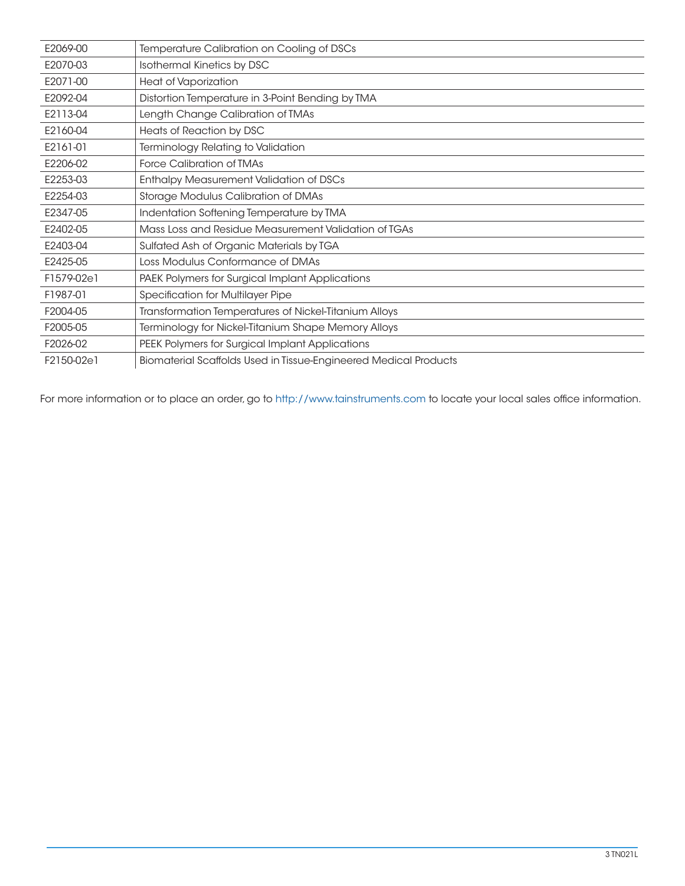| | |
|---|---|
| E2069-00 | Temperature Calibration on Cooling of DSCs |
| E2070-03 | Isothermal Kinetics by DSC |
| E2071-00 | Heat of Vaporization |
| E2092-04 | Distortion Temperature in 3-Point Bending by TMA |
| E2113-04 | Length Change Calibration of TMAs |
| E2160-04 | Heats of Reaction by DSC |
| E2161-01 | Terminology Relating to Validation |
| E2206-02 | Force Calibration of TMAs |
| E2253-03 | Enthalpy Measurement Validation of DSCs |
| E2254-03 | Storage Modulus Calibration of DMAs |
| E2347-05 | Indentation Softening Temperature by TMA |
| E2402-05 | Mass Loss and Residue Measurement Validation of TGAs |
| E2403-04 | Sulfated Ash of Organic Materials by TGA |
| E2425-05 | Loss Modulus Conformance of DMAs |
| F1579-02e1 | PAEK Polymers for Surgical Implant Applications |
| F1987-01 | Specification for Multilayer Pipe |
| F2004-05 | Transformation Temperatures of Nickel-Titanium Alloys |
| F2005-05 | Terminology for Nickel-Titanium Shape Memory Alloys |
| F2026-02 | PEEK Polymers for Surgical Implant Applications |
| F2150-02e1 | Biomaterial Scaffolds Used in Tissue-Engineered Medical Products |

For more information or to place an order, go to http://www.tainstruments.com to locate your local sales office information.